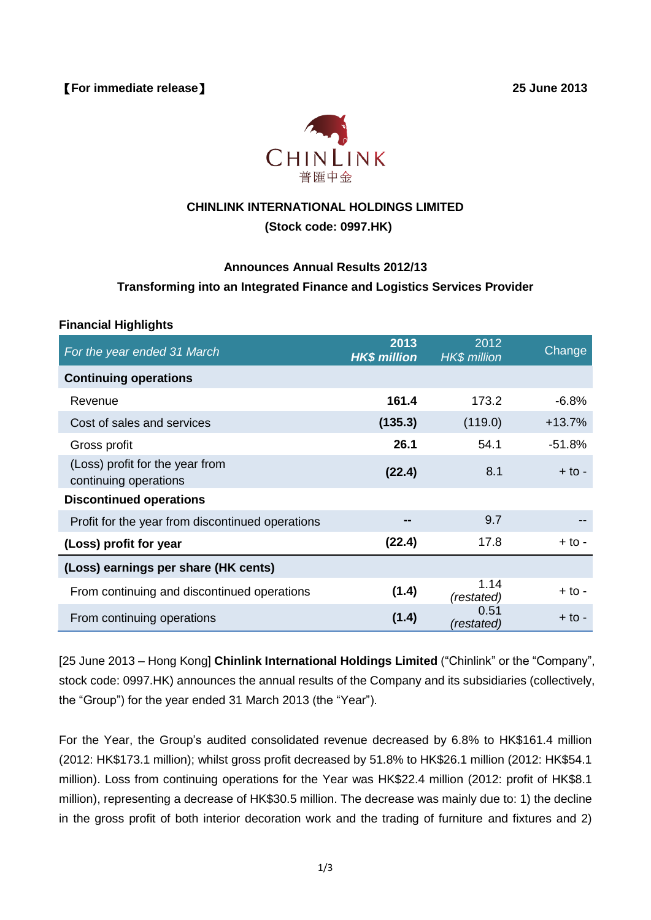【For immediate release】 **25 June 2013**

CHINLINK
普匯中金

**CHINLINK INTERNATIONAL HOLDINGS LIMITED**
**(Stock code: 0997.HK)**

**Announces Annual Results 2012/13**
**Transforming into an Integrated Finance and Logistics Services Provider**

**Financial Highlights**

| *For the year ended 31 March* | **2013** ***HK$ million*** | 2012 *HK$ million* | Change |
|---|---|---|---|
| **Continuing operations** | | | |
| Revenue | **161.4** | 173.2 | -6.8% |
| Cost of sales and services | **(135.3)** | (119.0) | +13.7% |
| Gross profit | **26.1** | 54.1 | -51.8% |
| (Loss) profit for the year from continuing operations | **(22.4)** | 8.1 | + to - |
| **Discontinued operations** | | | |
| Profit for the year from discontinued operations | **--** | 9.7 | -- |
| **(Loss) profit for year** | **(22.4)** | 17.8 | + to - |
| **(Loss) earnings per share (HK cents)** | | | |
| From continuing and discontinued operations | **(1.4)** | 1.14 *(restated)* | + to - |
| From continuing operations | **(1.4)** | 0.51 *(restated)* | + to - |

[25 June 2013 – Hong Kong] **Chinlink International Holdings Limited** ("Chinlink" or the "Company", stock code: 0997.HK) announces the annual results of the Company and its subsidiaries (collectively, the "Group") for the year ended 31 March 2013 (the "Year").

For the Year, the Group's audited consolidated revenue decreased by 6.8% to HK$161.4 million (2012: HK$173.1 million); whilst gross profit decreased by 51.8% to HK$26.1 million (2012: HK$54.1 million). Loss from continuing operations for the Year was HK$22.4 million (2012: profit of HK$8.1 million), representing a decrease of HK$30.5 million. The decrease was mainly due to: 1) the decline in the gross profit of both interior decoration work and the trading of furniture and fixtures and 2)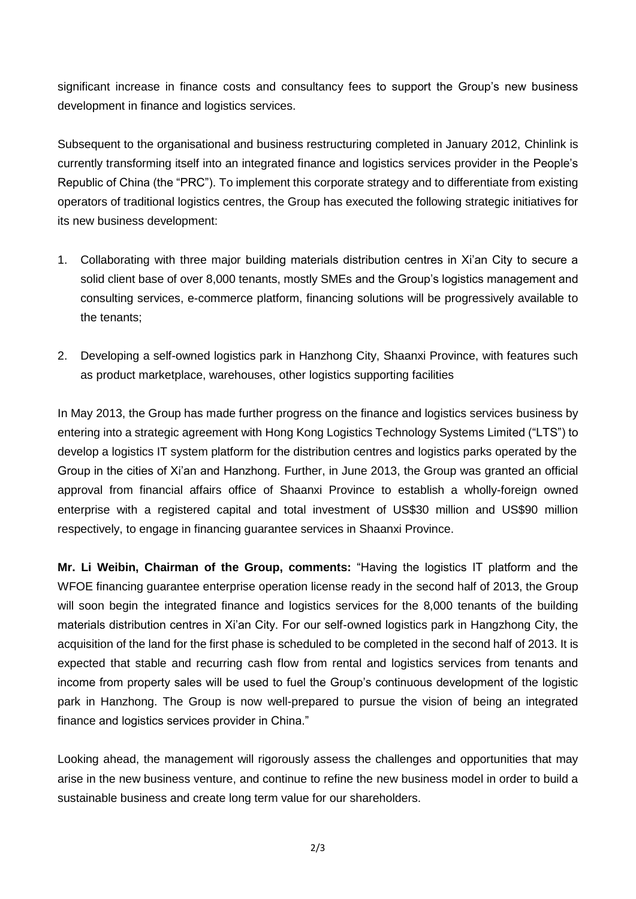significant increase in finance costs and consultancy fees to support the Group's new business development in finance and logistics services.

Subsequent to the organisational and business restructuring completed in January 2012, Chinlink is currently transforming itself into an integrated finance and logistics services provider in the People's Republic of China (the "PRC"). To implement this corporate strategy and to differentiate from existing operators of traditional logistics centres, the Group has executed the following strategic initiatives for its new business development:

1. Collaborating with three major building materials distribution centres in Xi'an City to secure a solid client base of over 8,000 tenants, mostly SMEs and the Group's logistics management and consulting services, e-commerce platform, financing solutions will be progressively available to the tenants;

2. Developing a self-owned logistics park in Hanzhong City, Shaanxi Province, with features such as product marketplace, warehouses, other logistics supporting facilities

In May 2013, the Group has made further progress on the finance and logistics services business by entering into a strategic agreement with Hong Kong Logistics Technology Systems Limited ("LTS") to develop a logistics IT system platform for the distribution centres and logistics parks operated by the Group in the cities of Xi'an and Hanzhong. Further, in June 2013, the Group was granted an official approval from financial affairs office of Shaanxi Province to establish a wholly-foreign owned enterprise with a registered capital and total investment of US$30 million and US$90 million respectively, to engage in financing guarantee services in Shaanxi Province.

**Mr. Li Weibin, Chairman of the Group, comments:** "Having the logistics IT platform and the WFOE financing guarantee enterprise operation license ready in the second half of 2013, the Group will soon begin the integrated finance and logistics services for the 8,000 tenants of the building materials distribution centres in Xi'an City. For our self-owned logistics park in Hangzhong City, the acquisition of the land for the first phase is scheduled to be completed in the second half of 2013. It is expected that stable and recurring cash flow from rental and logistics services from tenants and income from property sales will be used to fuel the Group's continuous development of the logistic park in Hanzhong. The Group is now well-prepared to pursue the vision of being an integrated finance and logistics services provider in China."

Looking ahead, the management will rigorously assess the challenges and opportunities that may arise in the new business venture, and continue to refine the new business model in order to build a sustainable business and create long term value for our shareholders.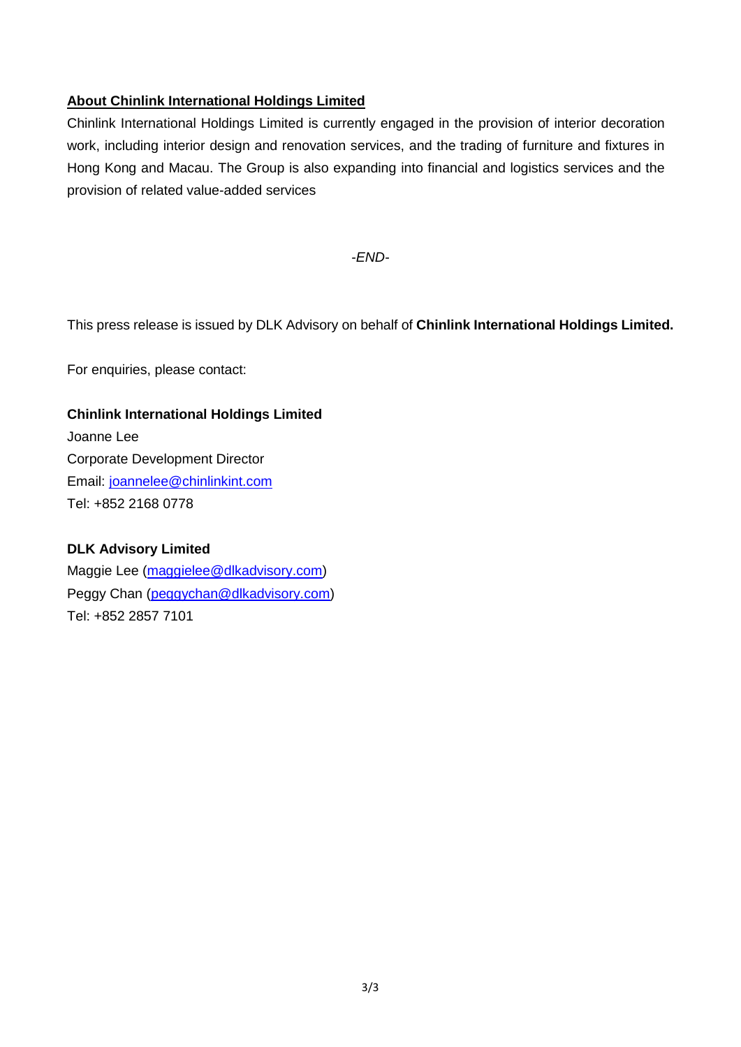## About Chinlink International Holdings Limited

Chinlink International Holdings Limited is currently engaged in the provision of interior decoration work, including interior design and renovation services, and the trading of furniture and fixtures in Hong Kong and Macau. The Group is also expanding into financial and logistics services and the provision of related value-added services

*-END-*

This press release is issued by DLK Advisory on behalf of **Chinlink International Holdings Limited.**

For enquiries, please contact:

**Chinlink International Holdings Limited**
Joanne Lee
Corporate Development Director
Email: joannelee@chinlinkint.com
Tel: +852 2168 0778

**DLK Advisory Limited**
Maggie Lee (maggielee@dlkadvisory.com)
Peggy Chan (peggychan@dlkadvisory.com)
Tel: +852 2857 7101